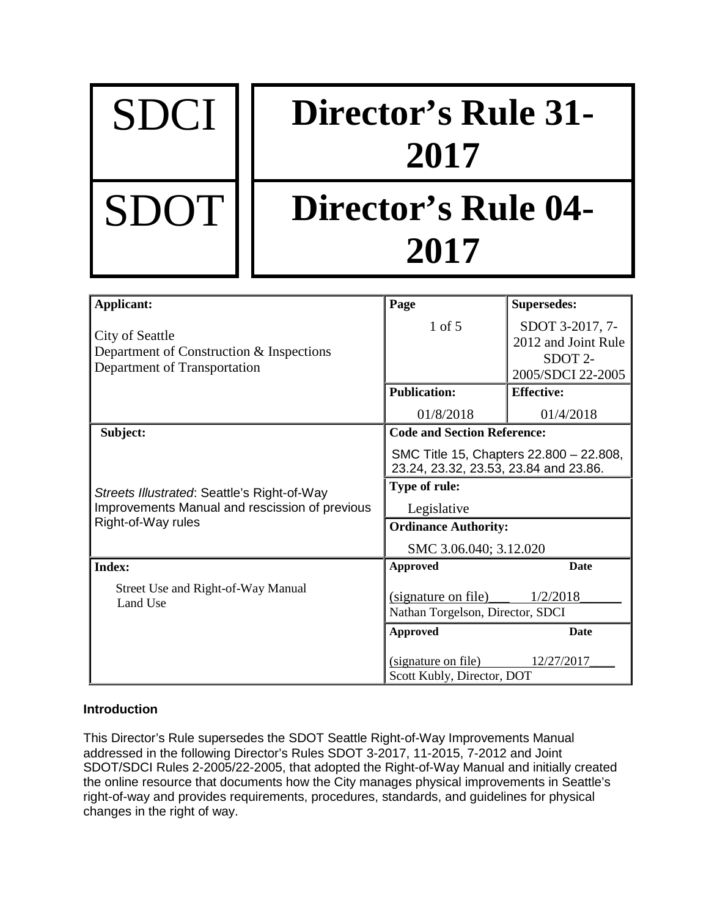| SDCI | Director's Rule 31-2017 |
| --- | --- |
| SDOT | Director's Rule 04-2017 |

| **Applicant:**<br><br>City of Seattle<br>Department of Construction & Inspections<br>Department of Transportation | **Page**<br><br>1 of 5 | **Supersedes:**<br><br>SDOT 3-2017, 7-2012 and Joint Rule SDOT 2-2005/SDCI 22-2005 |
| --- | --- | --- |
| | **Publication:**<br><br>01/8/2018 | **Effective:**<br><br>01/4/2018 |
| **Subject:**<br><br>*Streets Illustrated*: Seattle's Right-of-Way Improvements Manual and rescission of previous Right-of-Way rules | **Code and Section Reference:**<br><br>SMC Title 15, Chapters 22.800 – 22.808, 23.24, 23.32, 23.53, 23.84 and 23.86. | |
| | **Type of rule:**<br><br>Legislative | |
| | **Ordinance Authority:**<br><br>SMC 3.06.040; 3.12.020 | |
| **Index:**<br><br>Street Use and Right-of-Way Manual<br>Land Use | **Approved** (signature on file) Nathan Torgelson, Director, SDCI | **Date** 1/2/2018 |
| | **Approved** (signature on file) Scott Kubly, Director, DOT | **Date** 12/27/2017 |

**Introduction**

This Director's Rule supersedes the SDOT Seattle Right-of-Way Improvements Manual addressed in the following Director's Rules SDOT 3-2017, 11-2015, 7-2012 and Joint SDOT/SDCI Rules 2-2005/22-2005, that adopted the Right-of-Way Manual and initially created the online resource that documents how the City manages physical improvements in Seattle's right-of-way and provides requirements, procedures, standards, and guidelines for physical changes in the right of way.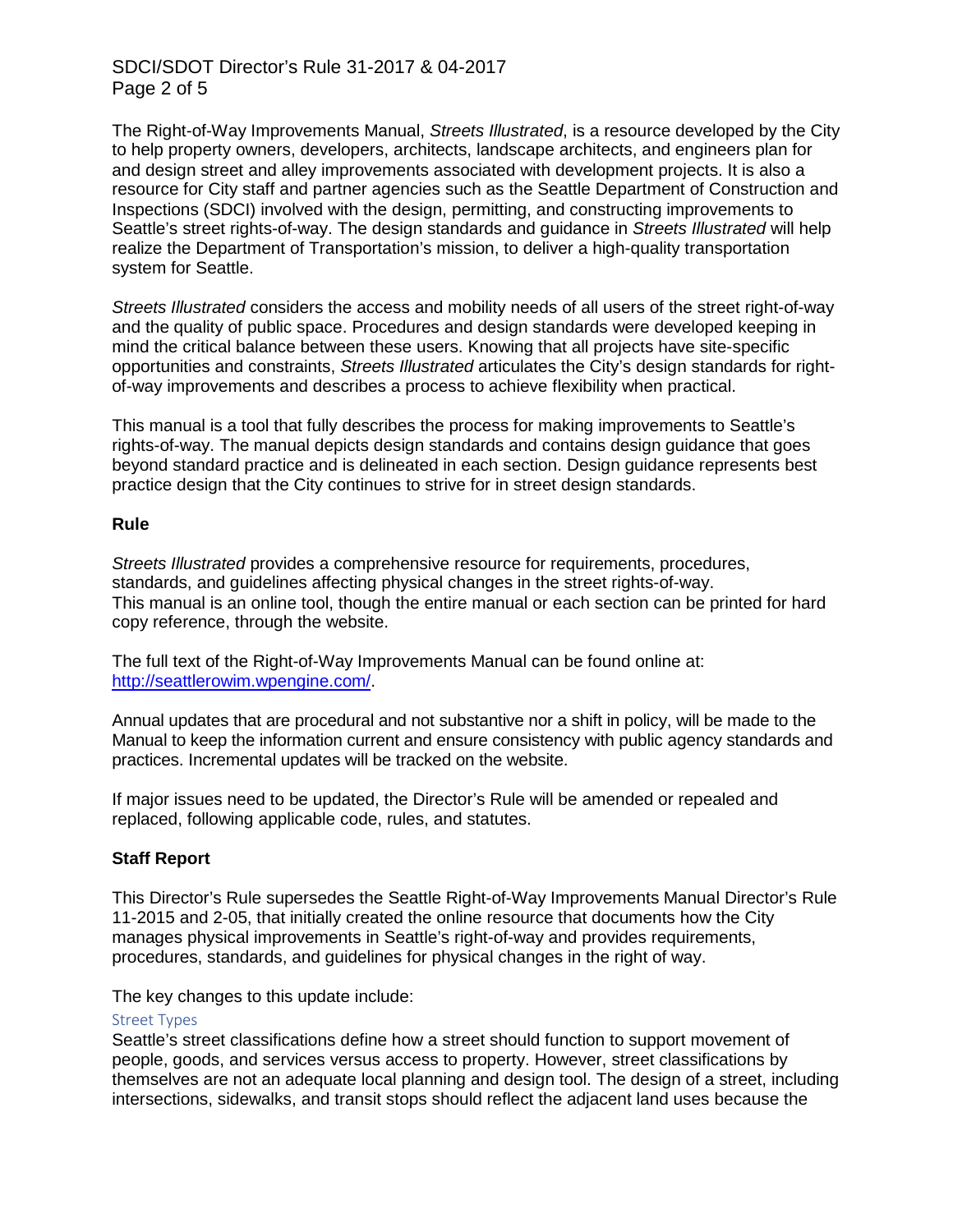The Right-of-Way Improvements Manual, *Streets Illustrated*, is a resource developed by the City to help property owners, developers, architects, landscape architects, and engineers plan for and design street and alley improvements associated with development projects. It is also a resource for City staff and partner agencies such as the Seattle Department of Construction and Inspections (SDCI) involved with the design, permitting, and constructing improvements to Seattle's street rights-of-way. The design standards and guidance in *Streets Illustrated* will help realize the Department of Transportation's mission, to deliver a high-quality transportation system for Seattle.

*Streets Illustrated* considers the access and mobility needs of all users of the street right-of-way and the quality of public space. Procedures and design standards were developed keeping in mind the critical balance between these users. Knowing that all projects have site-specific opportunities and constraints, *Streets Illustrated* articulates the City's design standards for right-of-way improvements and describes a process to achieve flexibility when practical.

This manual is a tool that fully describes the process for making improvements to Seattle's rights-of-way. The manual depicts design standards and contains design guidance that goes beyond standard practice and is delineated in each section. Design guidance represents best practice design that the City continues to strive for in street design standards.

**Rule**

*Streets Illustrated* provides a comprehensive resource for requirements, procedures, standards, and guidelines affecting physical changes in the street rights-of-way. This manual is an online tool, though the entire manual or each section can be printed for hard copy reference, through the website.

The full text of the Right-of-Way Improvements Manual can be found online at: [http://seattlerowim.wpengine.com/](http://seattlerowim.wpengine.com/).

Annual updates that are procedural and not substantive nor a shift in policy, will be made to the Manual to keep the information current and ensure consistency with public agency standards and practices. Incremental updates will be tracked on the website.

If major issues need to be updated, the Director's Rule will be amended or repealed and replaced, following applicable code, rules, and statutes.

**Staff Report**

This Director's Rule supersedes the Seattle Right-of-Way Improvements Manual Director's Rule 11-2015 and 2-05, that initially created the online resource that documents how the City manages physical improvements in Seattle's right-of-way and provides requirements, procedures, standards, and guidelines for physical changes in the right of way.

The key changes to this update include:

### Street Types

Seattle's street classifications define how a street should function to support movement of people, goods, and services versus access to property. However, street classifications by themselves are not an adequate local planning and design tool. The design of a street, including intersections, sidewalks, and transit stops should reflect the adjacent land uses because the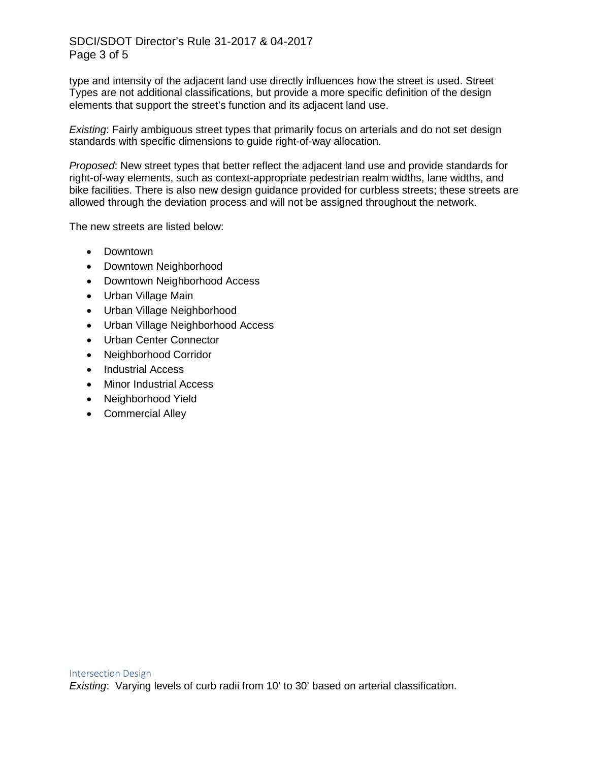type and intensity of the adjacent land use directly influences how the street is used. Street Types are not additional classifications, but provide a more specific definition of the design elements that support the street's function and its adjacent land use.

*Existing*: Fairly ambiguous street types that primarily focus on arterials and do not set design standards with specific dimensions to guide right-of-way allocation.

*Proposed*: New street types that better reflect the adjacent land use and provide standards for right-of-way elements, such as context-appropriate pedestrian realm widths, lane widths, and bike facilities. There is also new design guidance provided for curbless streets; these streets are allowed through the deviation process and will not be assigned throughout the network.

The new streets are listed below:

- Downtown
- Downtown Neighborhood
- Downtown Neighborhood Access
- Urban Village Main
- Urban Village Neighborhood
- Urban Village Neighborhood Access
- Urban Center Connector
- Neighborhood Corridor
- Industrial Access
- Minor Industrial Access
- Neighborhood Yield
- Commercial Alley

### Intersection Design

*Existing*: Varying levels of curb radii from 10' to 30' based on arterial classification.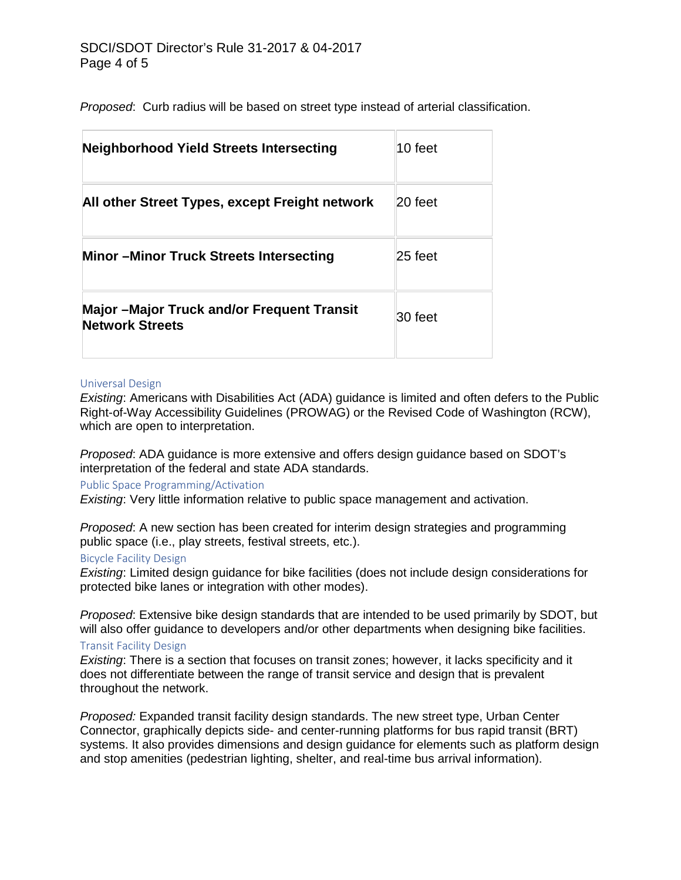*Proposed*: Curb radius will be based on street type instead of arterial classification.

| | |
|---|---|
| **Neighborhood Yield Streets Intersecting** | 10 feet |
| **All other Street Types, except Freight network** | 20 feet |
| **Minor –Minor Truck Streets Intersecting** | 25 feet |
| **Major –Major Truck and/or Frequent Transit Network Streets** | 30 feet |

### Universal Design

*Existing*: Americans with Disabilities Act (ADA) guidance is limited and often defers to the Public Right-of-Way Accessibility Guidelines (PROWAG) or the Revised Code of Washington (RCW), which are open to interpretation.

*Proposed*: ADA guidance is more extensive and offers design guidance based on SDOT's interpretation of the federal and state ADA standards.

### Public Space Programming/Activation

*Existing*: Very little information relative to public space management and activation.

*Proposed*: A new section has been created for interim design strategies and programming public space (i.e., play streets, festival streets, etc.).

### Bicycle Facility Design

*Existing*: Limited design guidance for bike facilities (does not include design considerations for protected bike lanes or integration with other modes).

*Proposed*: Extensive bike design standards that are intended to be used primarily by SDOT, but will also offer guidance to developers and/or other departments when designing bike facilities.

### Transit Facility Design

*Existing*: There is a section that focuses on transit zones; however, it lacks specificity and it does not differentiate between the range of transit service and design that is prevalent throughout the network.

*Proposed:* Expanded transit facility design standards. The new street type, Urban Center Connector, graphically depicts side- and center-running platforms for bus rapid transit (BRT) systems. It also provides dimensions and design guidance for elements such as platform design and stop amenities (pedestrian lighting, shelter, and real-time bus arrival information).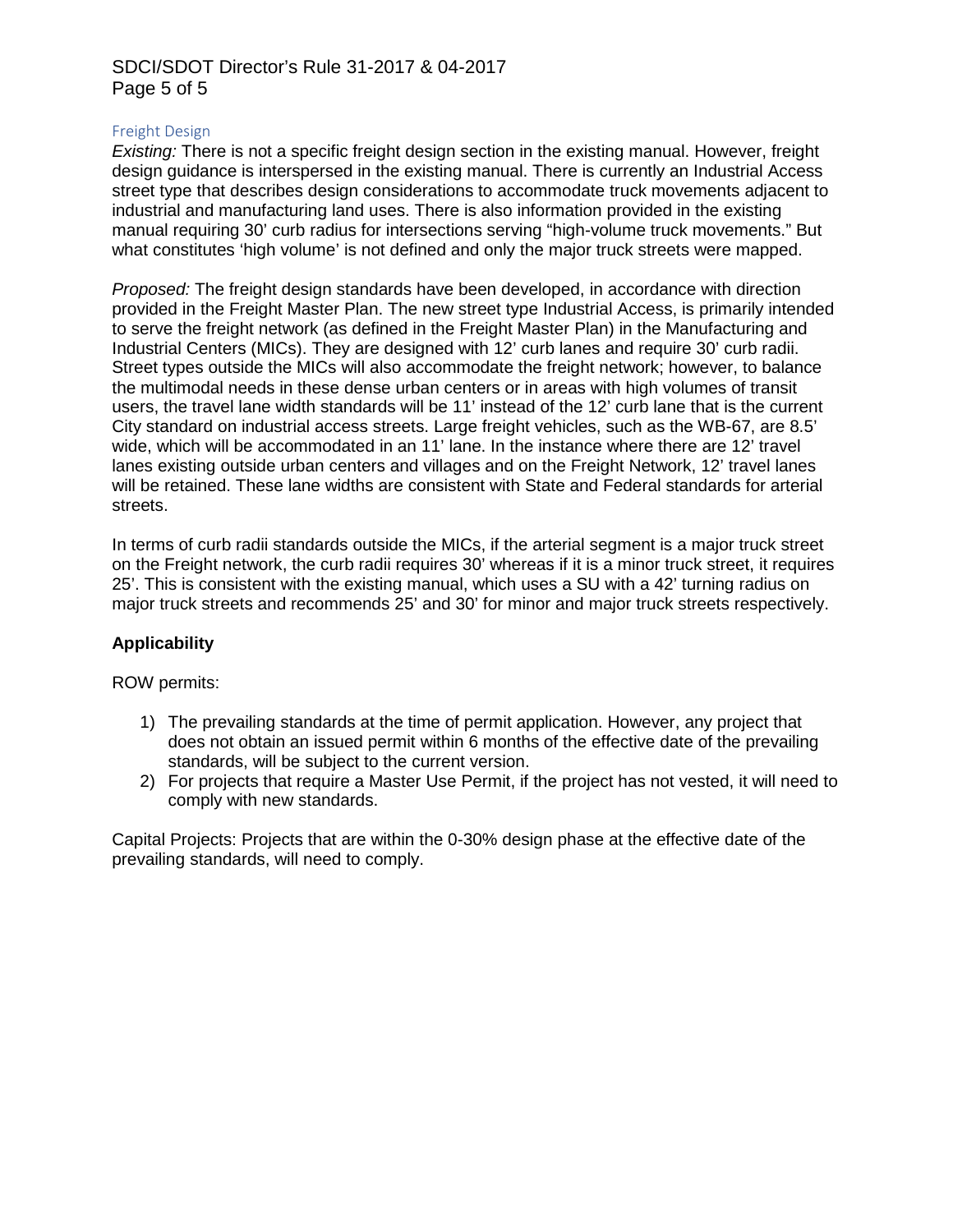### Freight Design

*Existing:* There is not a specific freight design section in the existing manual. However, freight design guidance is interspersed in the existing manual. There is currently an Industrial Access street type that describes design considerations to accommodate truck movements adjacent to industrial and manufacturing land uses. There is also information provided in the existing manual requiring 30' curb radius for intersections serving "high-volume truck movements." But what constitutes 'high volume' is not defined and only the major truck streets were mapped.

*Proposed:* The freight design standards have been developed, in accordance with direction provided in the Freight Master Plan. The new street type Industrial Access, is primarily intended to serve the freight network (as defined in the Freight Master Plan) in the Manufacturing and Industrial Centers (MICs). They are designed with 12' curb lanes and require 30' curb radii. Street types outside the MICs will also accommodate the freight network; however, to balance the multimodal needs in these dense urban centers or in areas with high volumes of transit users, the travel lane width standards will be 11' instead of the 12' curb lane that is the current City standard on industrial access streets. Large freight vehicles, such as the WB-67, are 8.5' wide, which will be accommodated in an 11' lane. In the instance where there are 12' travel lanes existing outside urban centers and villages and on the Freight Network, 12' travel lanes will be retained. These lane widths are consistent with State and Federal standards for arterial streets.

In terms of curb radii standards outside the MICs, if the arterial segment is a major truck street on the Freight network, the curb radii requires 30' whereas if it is a minor truck street, it requires 25'. This is consistent with the existing manual, which uses a SU with a 42' turning radius on major truck streets and recommends 25' and 30' for minor and major truck streets respectively.

**Applicability**

ROW permits:

1) The prevailing standards at the time of permit application. However, any project that does not obtain an issued permit within 6 months of the effective date of the prevailing standards, will be subject to the current version.
2) For projects that require a Master Use Permit, if the project has not vested, it will need to comply with new standards.

Capital Projects: Projects that are within the 0-30% design phase at the effective date of the prevailing standards, will need to comply.